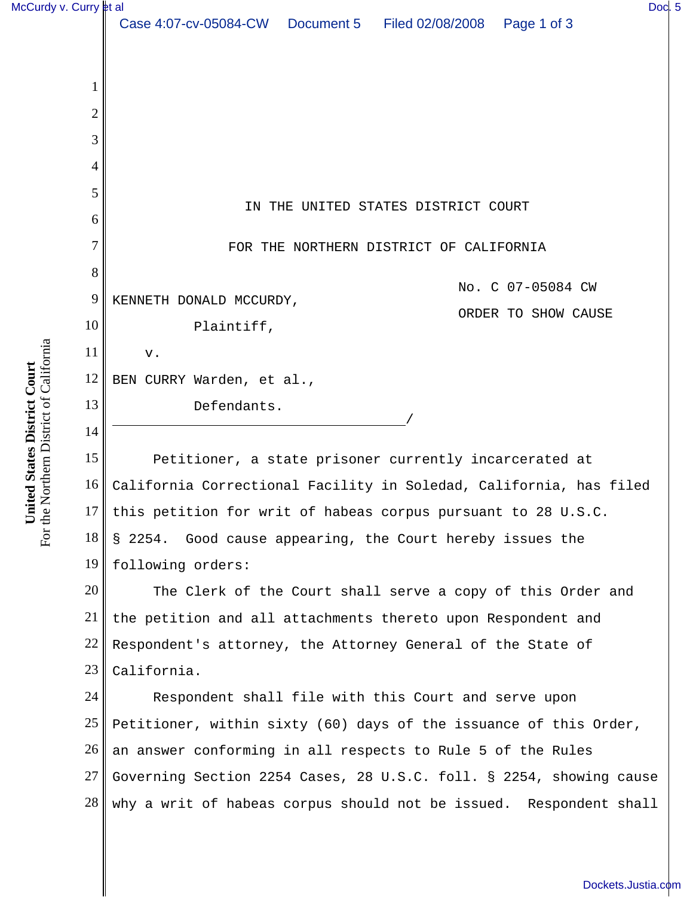IN THE UNITED STATES DISTRICT COURT

FOR THE NORTHERN DISTRICT OF CALIFORNIA

KENNETH DONALD MCCURDY,

Plaintiff,

v.

BEN CURRY Warden, et al.,

Defendants.

No. C 07-05084 CW

ORDER TO SHOW CAUSE

Petitioner, a state prisoner currently incarcerated at California Correctional Facility in Soledad, California, has filed this petition for writ of habeas corpus pursuant to 28 U.S.C. § 2254. Good cause appearing, the Court hereby issues the following orders:

The Clerk of the Court shall serve a copy of this Order and the petition and all attachments thereto upon Respondent and Respondent's attorney, the Attorney General of the State of California.

Respondent shall file with this Court and serve upon Petitioner, within sixty (60) days of the issuance of this Order, an answer conforming in all respects to Rule 5 of the Rules Governing Section 2254 Cases, 28 U.S.C. foll. § 2254, showing cause why a writ of habeas corpus should not be issued. Respondent shall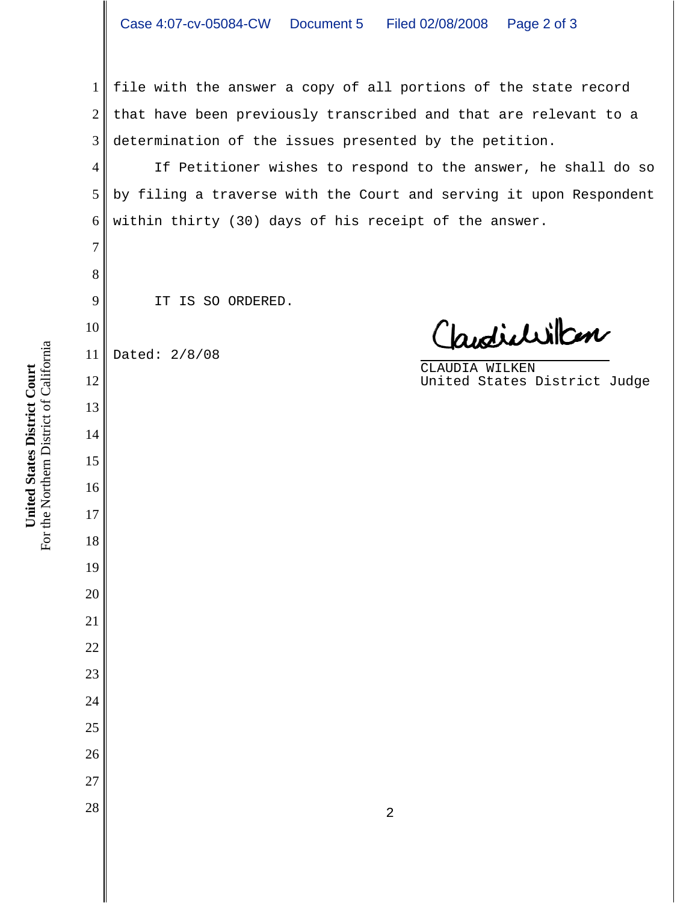file with the answer a copy of all portions of the state record that have been previously transcribed and that are relevant to a determination of the issues presented by the petition.

If Petitioner wishes to respond to the answer, he shall do so by filing a traverse with the Court and serving it upon Respondent within thirty (30) days of his receipt of the answer.

IT IS SO ORDERED.

Dated: 2/8/08

CLAUDIA WILKEN
United States District Judge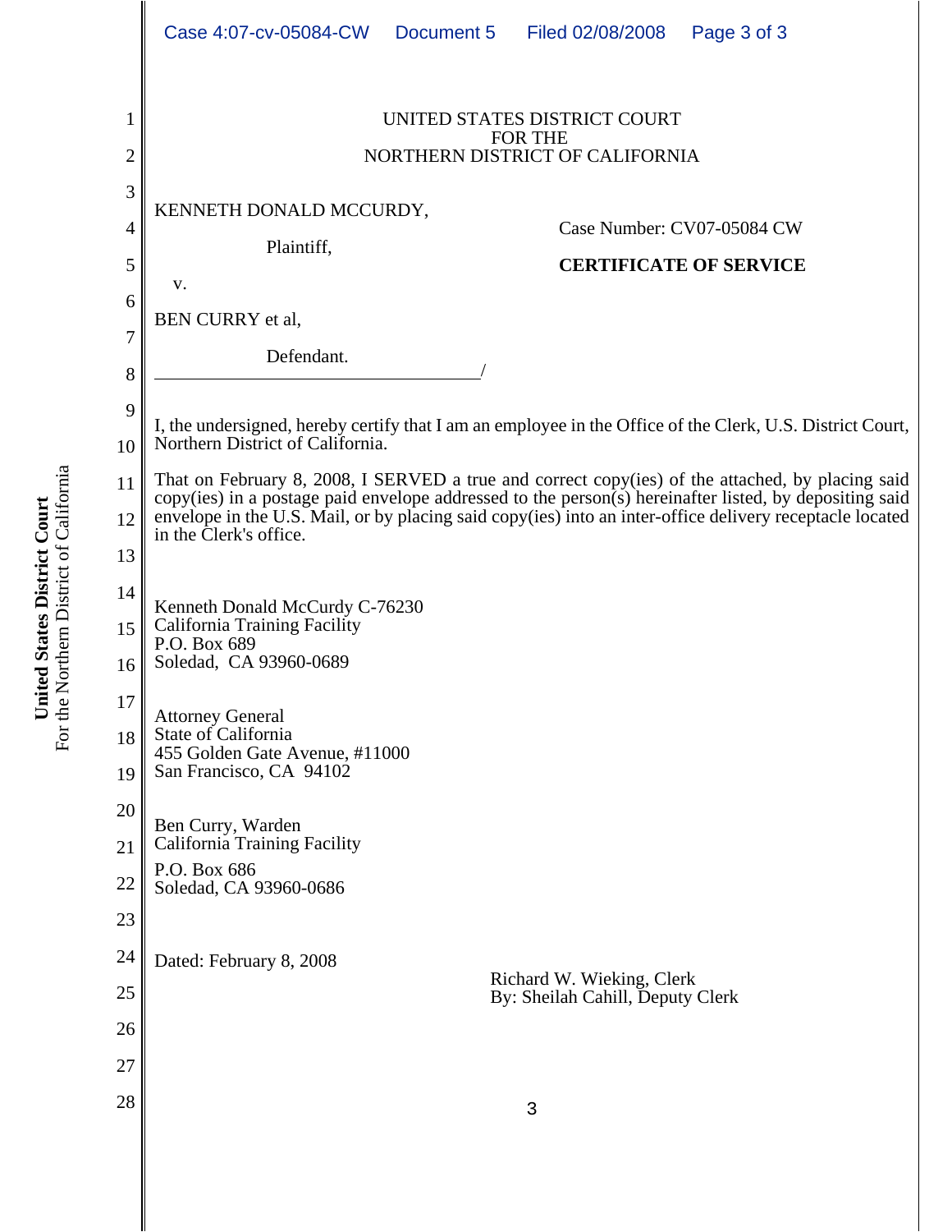UNITED STATES DISTRICT COURT
FOR THE
NORTHERN DISTRICT OF CALIFORNIA

KENNETH DONALD MCCURDY,

Plaintiff,

v.

BEN CURRY et al,

Defendant.
_______________________________________/

Case Number: CV07-05084 CW

**CERTIFICATE OF SERVICE**

I, the undersigned, hereby certify that I am an employee in the Office of the Clerk, U.S. District Court, Northern District of California.

That on February 8, 2008, I SERVED a true and correct copy(ies) of the attached, by placing said copy(ies) in a postage paid envelope addressed to the person(s) hereinafter listed, by depositing said envelope in the U.S. Mail, or by placing said copy(ies) into an inter-office delivery receptacle located in the Clerk's office.

Kenneth Donald McCurdy C-76230
California Training Facility
P.O. Box 689
Soledad, CA 93960-0689

Attorney General
State of California
455 Golden Gate Avenue, #11000
San Francisco, CA 94102

Ben Curry, Warden
California Training Facility
P.O. Box 686
Soledad, CA 93960-0686

Dated: February 8, 2008

Richard W. Wieking, Clerk
By: Sheilah Cahill, Deputy Clerk